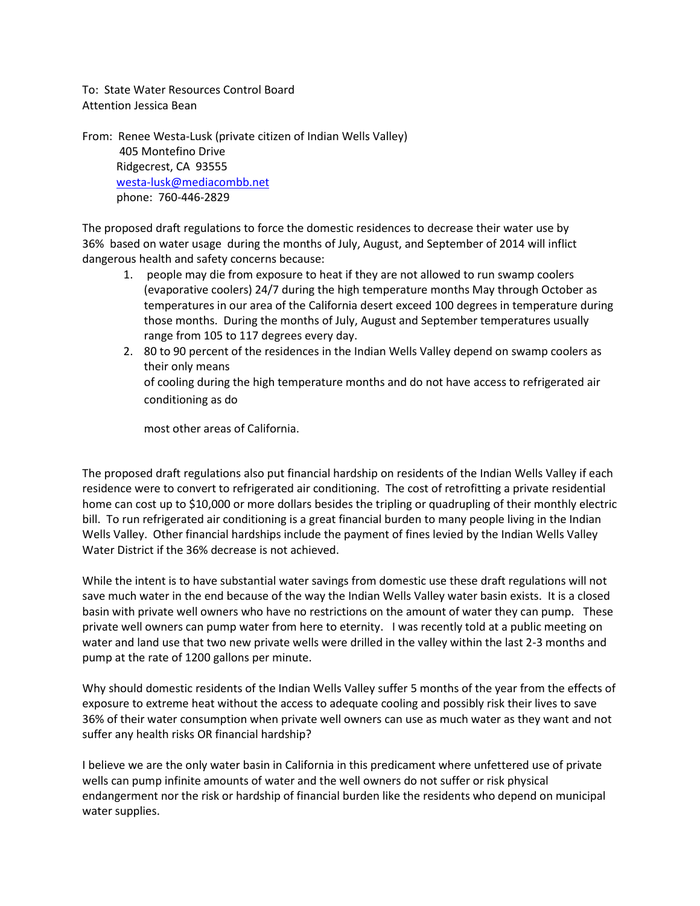To: State Water Resources Control Board
Attention Jessica Bean

From: Renee Westa-Lusk (private citizen of Indian Wells Valley)
405 Montefino Drive
Ridgecrest, CA 93555
westa-lusk@mediacombb.net
phone: 760-446-2829

The proposed draft regulations to force the domestic residences to decrease their water use by 36% based on water usage during the months of July, August, and September of 2014 will inflict dangerous health and safety concerns because:

1. people may die from exposure to heat if they are not allowed to run swamp coolers (evaporative coolers) 24/7 during the high temperature months May through October as temperatures in our area of the California desert exceed 100 degrees in temperature during those months. During the months of July, August and September temperatures usually range from 105 to 117 degrees every day.
2. 80 to 90 percent of the residences in the Indian Wells Valley depend on swamp coolers as their only means of cooling during the high temperature months and do not have access to refrigerated air conditioning as do most other areas of California.

The proposed draft regulations also put financial hardship on residents of the Indian Wells Valley if each residence were to convert to refrigerated air conditioning. The cost of retrofitting a private residential home can cost up to $10,000 or more dollars besides the tripling or quadrupling of their monthly electric bill. To run refrigerated air conditioning is a great financial burden to many people living in the Indian Wells Valley. Other financial hardships include the payment of fines levied by the Indian Wells Valley Water District if the 36% decrease is not achieved.

While the intent is to have substantial water savings from domestic use these draft regulations will not save much water in the end because of the way the Indian Wells Valley water basin exists. It is a closed basin with private well owners who have no restrictions on the amount of water they can pump. These private well owners can pump water from here to eternity. I was recently told at a public meeting on water and land use that two new private wells were drilled in the valley within the last 2-3 months and pump at the rate of 1200 gallons per minute.

Why should domestic residents of the Indian Wells Valley suffer 5 months of the year from the effects of exposure to extreme heat without the access to adequate cooling and possibly risk their lives to save 36% of their water consumption when private well owners can use as much water as they want and not suffer any health risks OR financial hardship?

I believe we are the only water basin in California in this predicament where unfettered use of private wells can pump infinite amounts of water and the well owners do not suffer or risk physical endangerment nor the risk or hardship of financial burden like the residents who depend on municipal water supplies.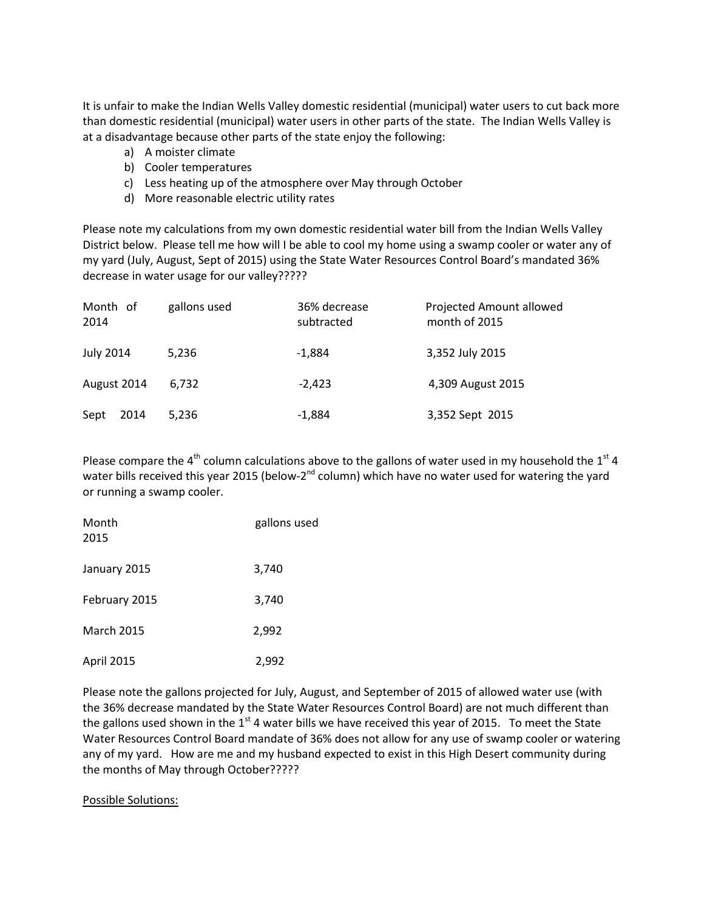It is unfair to make the Indian Wells Valley domestic residential (municipal) water users to cut back more than domestic residential (municipal) water users in other parts of the state. The Indian Wells Valley is at a disadvantage because other parts of the state enjoy the following:

a) A moister climate
b) Cooler temperatures
c) Less heating up of the atmosphere over May through October
d) More reasonable electric utility rates

Please note my calculations from my own domestic residential water bill from the Indian Wells Valley District below. Please tell me how will I be able to cool my home using a swamp cooler or water any of my yard (July, August, Sept of 2015) using the State Water Resources Control Board's mandated 36% decrease in water usage for our valley?????

| Month of 2014 | gallons used | 36% decrease subtracted | Projected Amount allowed month of 2015 |
|---|---|---|---|
| July 2014 | 5,236 | -1,884 | 3,352 July 2015 |
| August 2014 | 6,732 | -2,423 | 4,309 August 2015 |
| Sept 2014 | 5,236 | -1,884 | 3,352 Sept 2015 |

Please compare the 4th column calculations above to the gallons of water used in my household the 1st 4 water bills received this year 2015 (below-2nd column) which have no water used for watering the yard or running a swamp cooler.

| Month 2015 | gallons used |
|---|---|
| January 2015 | 3,740 |
| February 2015 | 3,740 |
| March 2015 | 2,992 |
| April 2015 | 2,992 |

Please note the gallons projected for July, August, and September of 2015 of allowed water use (with the 36% decrease mandated by the State Water Resources Control Board) are not much different than the gallons used shown in the 1st 4 water bills we have received this year of 2015. To meet the State Water Resources Control Board mandate of 36% does not allow for any use of swamp cooler or watering any of my yard. How are me and my husband expected to exist in this High Desert community during the months of May through October?????

Possible Solutions: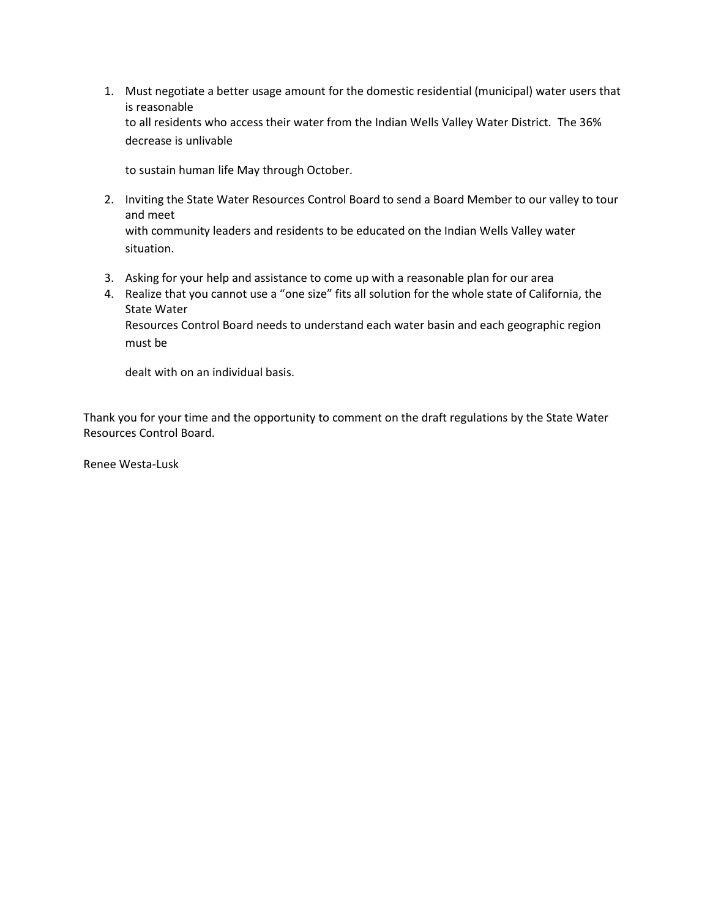1. Must negotiate a better usage amount for the domestic residential (municipal) water users that is reasonable to all residents who access their water from the Indian Wells Valley Water District. The 36% decrease is unlivable to sustain human life May through October.
2. Inviting the State Water Resources Control Board to send a Board Member to our valley to tour and meet with community leaders and residents to be educated on the Indian Wells Valley water situation.
3. Asking for your help and assistance to come up with a reasonable plan for our area
4. Realize that you cannot use a "one size" fits all solution for the whole state of California, the State Water Resources Control Board needs to understand each water basin and each geographic region must be dealt with on an individual basis.

Thank you for your time and the opportunity to comment on the draft regulations by the State Water Resources Control Board.

Renee Westa-Lusk